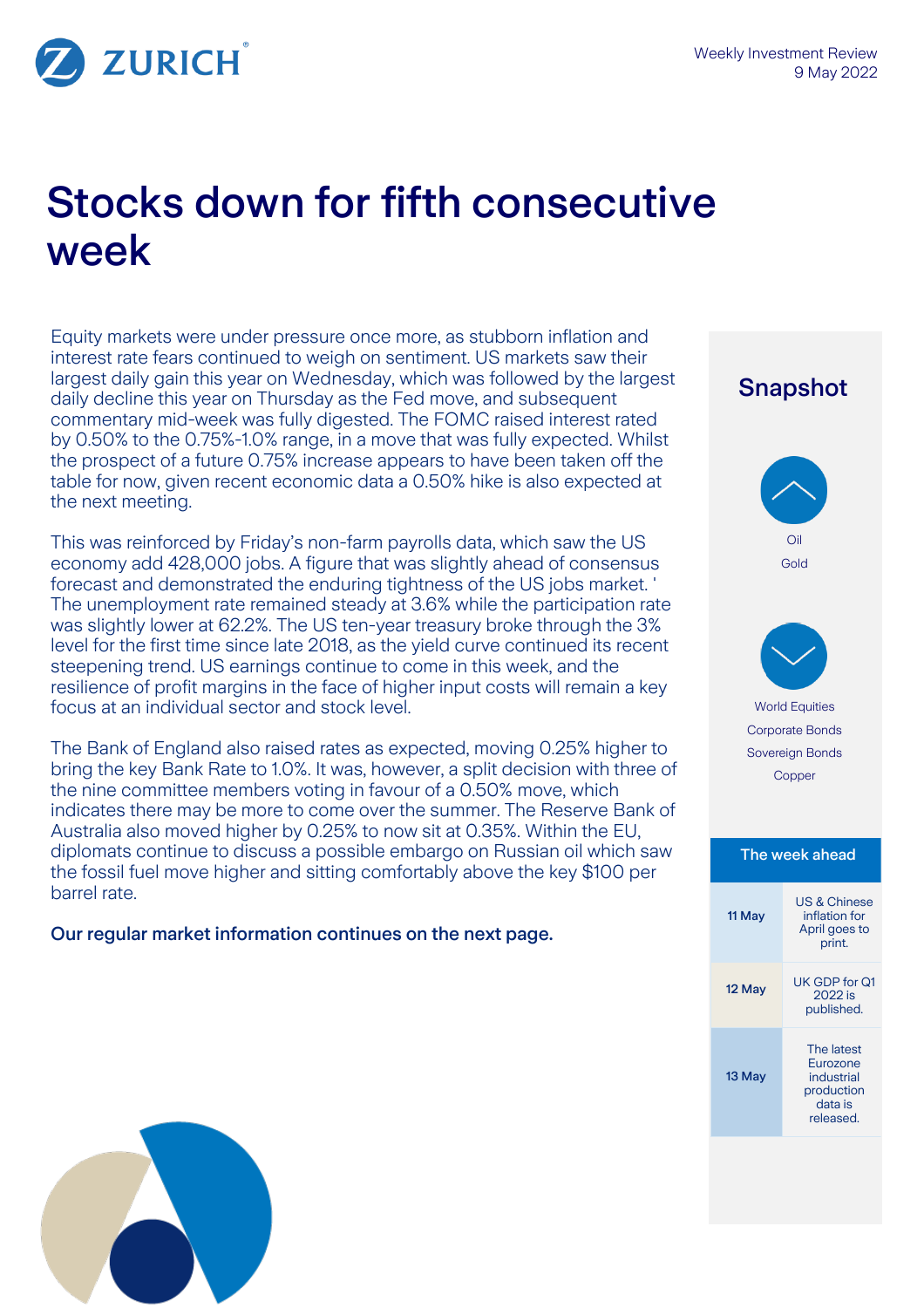Weekly Investment Review
9 May 2022

# Stocks down for fifth consecutive week

Equity markets were under pressure once more, as stubborn inflation and interest rate fears continued to weigh on sentiment. US markets saw their largest daily gain this year on Wednesday, which was followed by the largest daily decline this year on Thursday as the Fed move, and subsequent commentary mid-week was fully digested. The FOMC raised interest rated by 0.50% to the 0.75%-1.0% range, in a move that was fully expected. Whilst the prospect of a future 0.75% increase appears to have been taken off the table for now, given recent economic data a 0.50% hike is also expected at the next meeting.

This was reinforced by Friday's non-farm payrolls data, which saw the US economy add 428,000 jobs. A figure that was slightly ahead of consensus forecast and demonstrated the enduring tightness of the US jobs market. ' The unemployment rate remained steady at 3.6% while the participation rate was slightly lower at 62.2%. The US ten-year treasury broke through the 3% level for the first time since late 2018, as the yield curve continued its recent steepening trend. US earnings continue to come in this week, and the resilience of profit margins in the face of higher input costs will remain a key focus at an individual sector and stock level.

The Bank of England also raised rates as expected, moving 0.25% higher to bring the key Bank Rate to 1.0%. It was, however, a split decision with three of the nine committee members voting in favour of a 0.50% move, which indicates there may be more to come over the summer. The Reserve Bank of Australia also moved higher by 0.25% to now sit at 0.35%. Within the EU, diplomats continue to discuss a possible embargo on Russian oil which saw the fossil fuel move higher and sitting comfortably above the key $100 per barrel rate.

**Our regular market information continues on the next page.**

## Snapshot

**Up:**
- Oil
- Gold

**Down:**
- World Equities
- Corporate Bonds
- Sovereign Bonds
- Copper

## The week ahead

| Date | Event |
|---|---|
| 11 May | US & Chinese inflation for April goes to print. |
| 12 May | UK GDP for Q1 2022 is published. |
| 13 May | The latest Eurozone industrial production data is released. |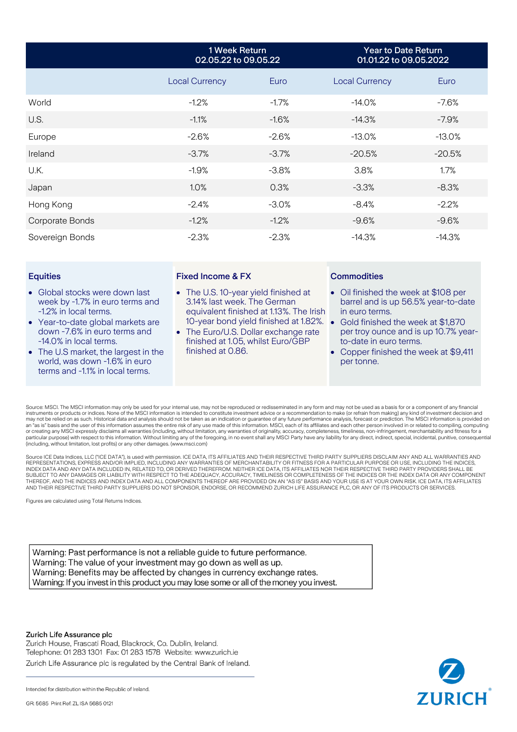| | 1 Week Return 02.05.22 to 09.05.22 | | Year to Date Return 01.01.22 to 09.05.2022 | |
|---|---|---|---|---|
| | Local Currency | Euro | Local Currency | Euro |
| World | -1.2% | -1.7% | -14.0% | -7.6% |
| U.S. | -1.1% | -1.6% | -14.3% | -7.9% |
| Europe | -2.6% | -2.6% | -13.0% | -13.0% |
| Ireland | -3.7% | -3.7% | -20.5% | -20.5% |
| U.K. | -1.9% | -3.8% | 3.8% | 1.7% |
| Japan | 1.0% | 0.3% | -3.3% | -8.3% |
| Hong Kong | -2.4% | -3.0% | -8.4% | -2.2% |
| Corporate Bonds | -1.2% | -1.2% | -9.6% | -9.6% |
| Sovereign Bonds | -2.3% | -2.3% | -14.3% | -14.3% |

### Equities

- Global stocks were down last week by -1.7% in euro terms and -1.2% in local terms.
- Year-to-date global markets are down -7.6% in euro terms and -14.0% in local terms.
- The U.S market, the largest in the world, was down -1.6% in euro terms and -1.1% in local terms.

### Fixed Income & FX

- The U.S. 10-year yield finished at 3.14% last week. The German equivalent finished at 1.13%. The Irish 10-year bond yield finished at 1.82%.
- The Euro/U.S. Dollar exchange rate finished at 1.05, whilst Euro/GBP finished at 0.86.

### Commodities

- Oil finished the week at $108 per barrel and is up 56.5% year-to-date in euro terms.
- Gold finished the week at $1,870 per troy ounce and is up 10.7% year-to-date in euro terms.
- Copper finished the week at $9,411 per tonne.

Source: MSCI. The MSCI information may only be used for your internal use, may not be reproduced or redisseminated in any form and may not be used as a basis for or a component of any financial instruments or products or indices. None of the MSCI information is intended to constitute investment advice or a recommendation to make (or refrain from making) any kind of investment decision and may not be relied on as such. Historical data and analysis should not be taken as an indication or guarantee of any future performance analysis, forecast or prediction. The MSCI information is provided on an "as is" basis and the user of this information assumes the entire risk of any use made of this information. MSCI, each of its affiliates and each other person involved in or related to compiling, computing or creating any MSCI expressly disclaims all warranties (including, without limitation, any warranties of originality, accuracy, completeness, timeliness, non-infringement, merchantability and fitness for a particular purpose) with respect to this information. Without limiting any of the foregoing, in no event shall any MSCI Party have any liability for any direct, indirect, special, incidental, punitive, consequential (including, without limitation, lost profits) or any other damages. (www.msci.com)

Source ICE Data Indices, LLC ("ICE DATA"), is used with permission. ICE DATA, ITS AFFILIATES AND THEIR RESPECTIVE THIRD PARTY SUPPLIERS DISCLAIM ANY AND ALL WARRANTIES AND REPRESENTATIONS, EXPRESS AND/OR IMPLIED, INCLUDING ANY WARRANTIES OF MERCHANTABILITY OR FITNESS FOR A PARTICULAR PURPOSE OR USE, INCLUDING THE INDICES, INDEX DATA AND ANY DATA INCLUDED IN, RELATED TO, OR DERIVED THEREFROM. NEITHER ICE DATA, ITS AFFILIATES NOR THEIR RESPECTIVE THIRD PARTY PROVIDERS SHALL BE SUBJECT TO ANY DAMAGES OR LIABILITY WITH RESPECT TO THE ADEQUACY, ACCURACY, TIMELINESS OR COMPLETENESS OF THE INDICES OR THE INDEX DATA OR ANY COMPONENT THEREOF, AND THE INDICES AND INDEX DATA AND ALL COMPONENTS THEREOF ARE PROVIDED ON AN "AS IS" BASIS AND YOUR USE IS AT YOUR OWN RISK. ICE DATA, ITS AFFILIATES AND THEIR RESPECTIVE THIRD PARTY SUPPLIERS DO NOT SPONSOR, ENDORSE, OR RECOMMEND ZURICH LIFE ASSURANCE PLC, OR ANY OF ITS PRODUCTS OR SERVICES.

Figures are calculated using Total Returns Indices.

Warning: Past performance is not a reliable guide to future performance.
Warning: The value of your investment may go down as well as up.
Warning: Benefits may be affected by changes in currency exchange rates.
Warning: If you invest in this product you may lose some or all of the money you invest.

**Zurich Life Assurance plc**
Zurich House, Frascati Road, Blackrock, Co. Dublin, Ireland.
Telephone: 01 283 1301 Fax: 01 283 1578 Website: www.zurich.ie
Zurich Life Assurance plc is regulated by the Central Bank of Ireland.

Intended for distribution within the Republic of Ireland.

GR: 5685 Print Ref: ZL ISA 5685 0121

ZURICH